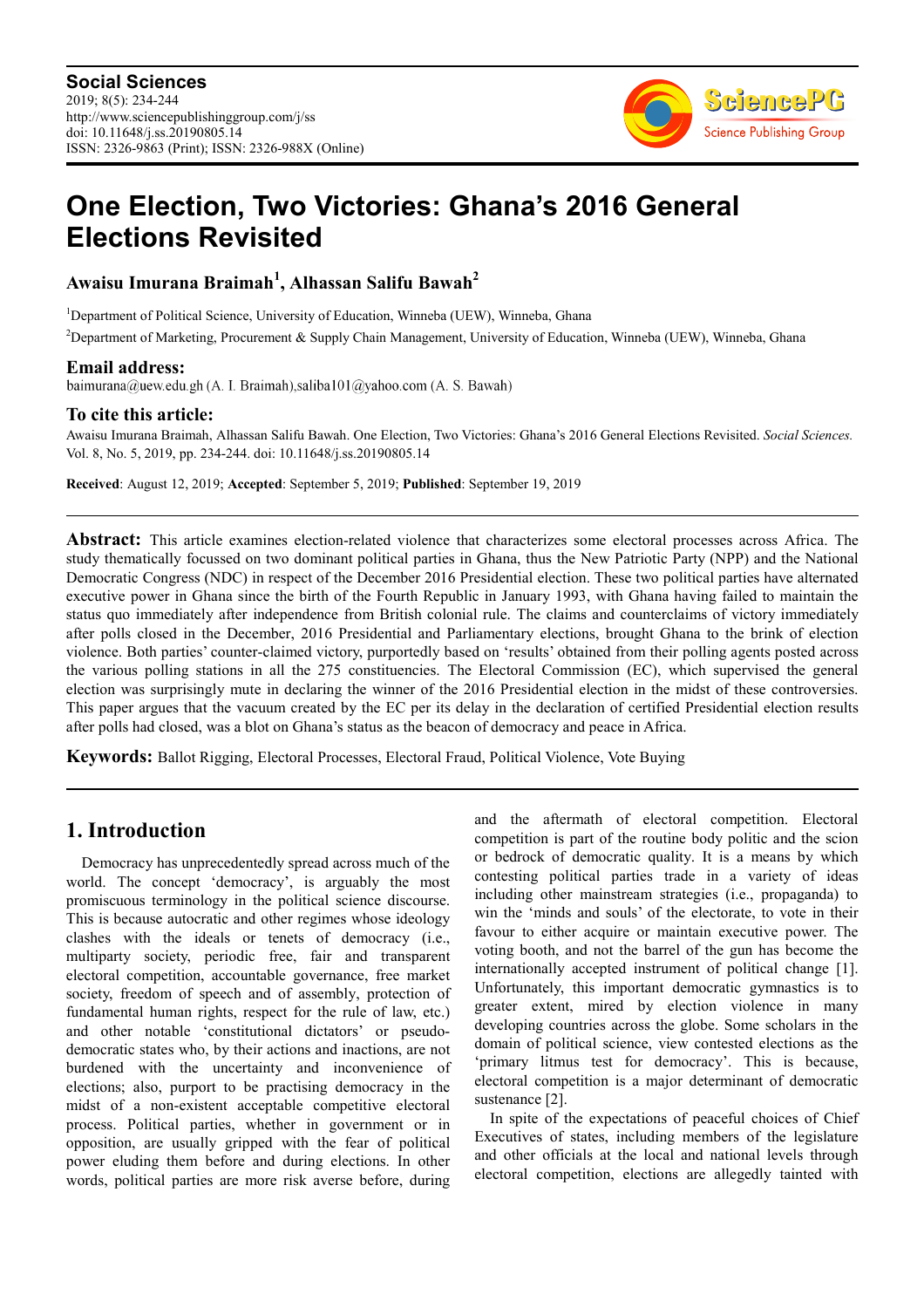**Social Sciences**
2019; 8(5): 234-244
http://www.sciencepublishinggroup.com/j/ss
doi: 10.11648/j.ss.20190805.14
ISSN: 2326-9863 (Print); ISSN: 2326-988X (Online)

# One Election, Two Victories: Ghana's 2016 General Elections Revisited

**Awaisu Imurana Braimah[1], Alhassan Salifu Bawah[2]**

[1]Department of Political Science, University of Education, Winneba (UEW), Winneba, Ghana

[2]Department of Marketing, Procurement & Supply Chain Management, University of Education, Winneba (UEW), Winneba, Ghana

**Email address:**
baimurana@uew.edu.gh (A. I. Braimah),saliba101@yahoo.com (A. S. Bawah)

**To cite this article:**
Awaisu Imurana Braimah, Alhassan Salifu Bawah. One Election, Two Victories: Ghana's 2016 General Elections Revisited. *Social Sciences.* Vol. 8, No. 5, 2019, pp. 234-244. doi: 10.11648/j.ss.20190805.14

**Received**: August 12, 2019; **Accepted**: September 5, 2019; **Published**: September 19, 2019

**Abstract:** This article examines election-related violence that characterizes some electoral processes across Africa. The study thematically focussed on two dominant political parties in Ghana, thus the New Patriotic Party (NPP) and the National Democratic Congress (NDC) in respect of the December 2016 Presidential election. These two political parties have alternated executive power in Ghana since the birth of the Fourth Republic in January 1993, with Ghana having failed to maintain the status quo immediately after independence from British colonial rule. The claims and counterclaims of victory immediately after polls closed in the December, 2016 Presidential and Parliamentary elections, brought Ghana to the brink of election violence. Both parties' counter-claimed victory, purportedly based on 'results' obtained from their polling agents posted across the various polling stations in all the 275 constituencies. The Electoral Commission (EC), which supervised the general election was surprisingly mute in declaring the winner of the 2016 Presidential election in the midst of these controversies. This paper argues that the vacuum created by the EC per its delay in the declaration of certified Presidential election results after polls had closed, was a blot on Ghana's status as the beacon of democracy and peace in Africa.

**Keywords:** Ballot Rigging, Electoral Processes, Electoral Fraud, Political Violence, Vote Buying

## 1. Introduction

Democracy has unprecedentedly spread across much of the world. The concept 'democracy', is arguably the most promiscuous terminology in the political science discourse. This is because autocratic and other regimes whose ideology clashes with the ideals or tenets of democracy (i.e., multiparty society, periodic free, fair and transparent electoral competition, accountable governance, free market society, freedom of speech and of assembly, protection of fundamental human rights, respect for the rule of law, etc.) and other notable 'constitutional dictators' or pseudo-democratic states who, by their actions and inactions, are not burdened with the uncertainty and inconvenience of elections; also, purport to be practising democracy in the midst of a non-existent acceptable competitive electoral process. Political parties, whether in government or in opposition, are usually gripped with the fear of political power eluding them before and during elections. In other words, political parties are more risk averse before, during and the aftermath of electoral competition. Electoral competition is part of the routine body politic and the scion or bedrock of democratic quality. It is a means by which contesting political parties trade in a variety of ideas including other mainstream strategies (i.e., propaganda) to win the 'minds and souls' of the electorate, to vote in their favour to either acquire or maintain executive power. The voting booth, and not the barrel of the gun has become the internationally accepted instrument of political change [1]. Unfortunately, this important democratic gymnastics is to greater extent, mired by election violence in many developing countries across the globe. Some scholars in the domain of political science, view contested elections as the 'primary litmus test for democracy'. This is because, electoral competition is a major determinant of democratic sustenance [2].

In spite of the expectations of peaceful choices of Chief Executives of states, including members of the legislature and other officials at the local and national levels through electoral competition, elections are allegedly tainted with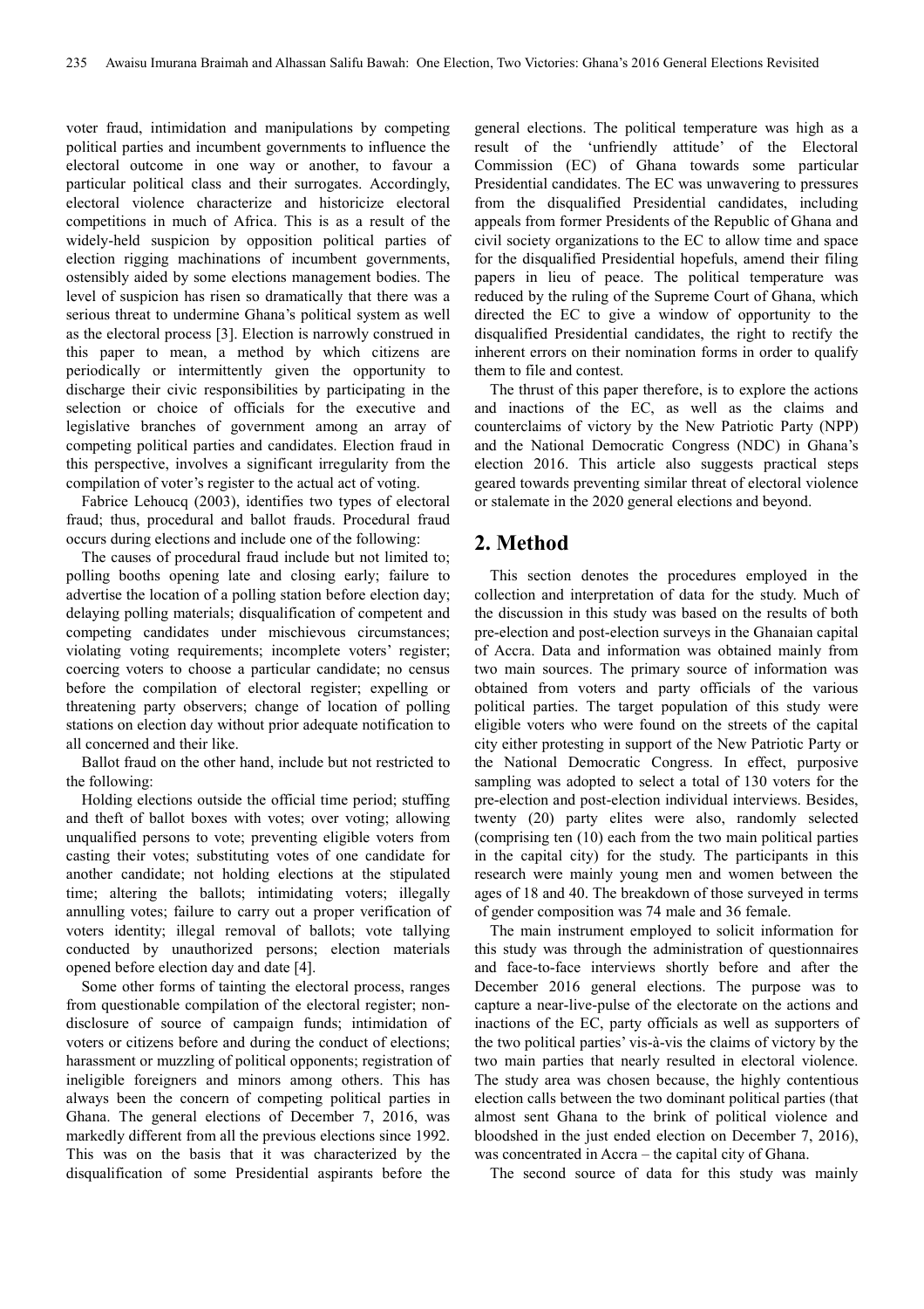voter fraud, intimidation and manipulations by competing political parties and incumbent governments to influence the electoral outcome in one way or another, to favour a particular political class and their surrogates. Accordingly, electoral violence characterize and historicize electoral competitions in much of Africa. This is as a result of the widely-held suspicion by opposition political parties of election rigging machinations of incumbent governments, ostensibly aided by some elections management bodies. The level of suspicion has risen so dramatically that there was a serious threat to undermine Ghana's political system as well as the electoral process [3]. Election is narrowly construed in this paper to mean, a method by which citizens are periodically or intermittently given the opportunity to discharge their civic responsibilities by participating in the selection or choice of officials for the executive and legislative branches of government among an array of competing political parties and candidates. Election fraud in this perspective, involves a significant irregularity from the compilation of voter's register to the actual act of voting.

Fabrice Lehoucq (2003), identifies two types of electoral fraud; thus, procedural and ballot frauds. Procedural fraud occurs during elections and include one of the following:

The causes of procedural fraud include but not limited to; polling booths opening late and closing early; failure to advertise the location of a polling station before election day; delaying polling materials; disqualification of competent and competing candidates under mischievous circumstances; violating voting requirements; incomplete voters' register; coercing voters to choose a particular candidate; no census before the compilation of electoral register; expelling or threatening party observers; change of location of polling stations on election day without prior adequate notification to all concerned and their like.

Ballot fraud on the other hand, include but not restricted to the following:

Holding elections outside the official time period; stuffing and theft of ballot boxes with votes; over voting; allowing unqualified persons to vote; preventing eligible voters from casting their votes; substituting votes of one candidate for another candidate; not holding elections at the stipulated time; altering the ballots; intimidating voters; illegally annulling votes; failure to carry out a proper verification of voters identity; illegal removal of ballots; vote tallying conducted by unauthorized persons; election materials opened before election day and date [4].

Some other forms of tainting the electoral process, ranges from questionable compilation of the electoral register; non-disclosure of source of campaign funds; intimidation of voters or citizens before and during the conduct of elections; harassment or muzzling of political opponents; registration of ineligible foreigners and minors among others. This has always been the concern of competing political parties in Ghana. The general elections of December 7, 2016, was markedly different from all the previous elections since 1992. This was on the basis that it was characterized by the disqualification of some Presidential aspirants before the general elections. The political temperature was high as a result of the 'unfriendly attitude' of the Electoral Commission (EC) of Ghana towards some particular Presidential candidates. The EC was unwavering to pressures from the disqualified Presidential candidates, including appeals from former Presidents of the Republic of Ghana and civil society organizations to the EC to allow time and space for the disqualified Presidential hopefuls, amend their filing papers in lieu of peace. The political temperature was reduced by the ruling of the Supreme Court of Ghana, which directed the EC to give a window of opportunity to the disqualified Presidential candidates, the right to rectify the inherent errors on their nomination forms in order to qualify them to file and contest.

The thrust of this paper therefore, is to explore the actions and inactions of the EC, as well as the claims and counterclaims of victory by the New Patriotic Party (NPP) and the National Democratic Congress (NDC) in Ghana's election 2016. This article also suggests practical steps geared towards preventing similar threat of electoral violence or stalemate in the 2020 general elections and beyond.

## 2. Method

This section denotes the procedures employed in the collection and interpretation of data for the study. Much of the discussion in this study was based on the results of both pre-election and post-election surveys in the Ghanaian capital of Accra. Data and information was obtained mainly from two main sources. The primary source of information was obtained from voters and party officials of the various political parties. The target population of this study were eligible voters who were found on the streets of the capital city either protesting in support of the New Patriotic Party or the National Democratic Congress. In effect, purposive sampling was adopted to select a total of 130 voters for the pre-election and post-election individual interviews. Besides, twenty (20) party elites were also, randomly selected (comprising ten (10) each from the two main political parties in the capital city) for the study. The participants in this research were mainly young men and women between the ages of 18 and 40. The breakdown of those surveyed in terms of gender composition was 74 male and 36 female.

The main instrument employed to solicit information for this study was through the administration of questionnaires and face-to-face interviews shortly before and after the December 2016 general elections. The purpose was to capture a near-live-pulse of the electorate on the actions and inactions of the EC, party officials as well as supporters of the two political parties' vis-à-vis the claims of victory by the two main parties that nearly resulted in electoral violence. The study area was chosen because, the highly contentious election calls between the two dominant political parties (that almost sent Ghana to the brink of political violence and bloodshed in the just ended election on December 7, 2016), was concentrated in Accra – the capital city of Ghana.

The second source of data for this study was mainly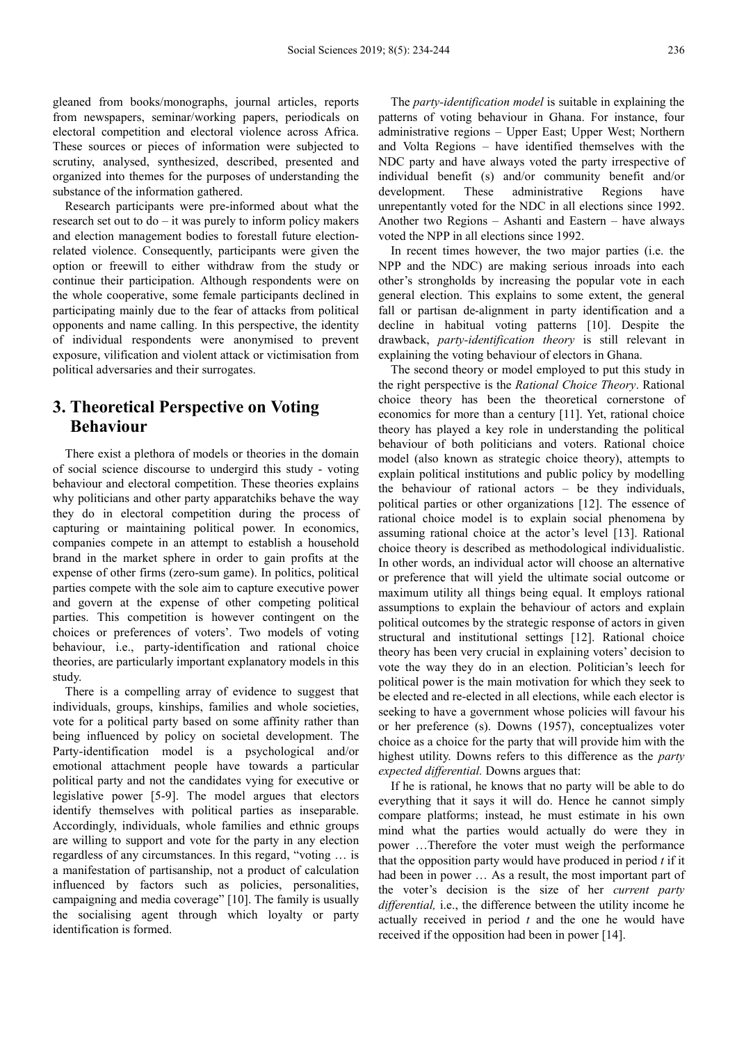gleaned from books/monographs, journal articles, reports from newspapers, seminar/working papers, periodicals on electoral competition and electoral violence across Africa. These sources or pieces of information were subjected to scrutiny, analysed, synthesized, described, presented and organized into themes for the purposes of understanding the substance of the information gathered.

Research participants were pre-informed about what the research set out to do – it was purely to inform policy makers and election management bodies to forestall future election-related violence. Consequently, participants were given the option or freewill to either withdraw from the study or continue their participation. Although respondents were on the whole cooperative, some female participants declined in participating mainly due to the fear of attacks from political opponents and name calling. In this perspective, the identity of individual respondents were anonymised to prevent exposure, vilification and violent attack or victimisation from political adversaries and their surrogates.

## 3. Theoretical Perspective on Voting Behaviour

There exist a plethora of models or theories in the domain of social science discourse to undergird this study - voting behaviour and electoral competition. These theories explains why politicians and other party apparatchiks behave the way they do in electoral competition during the process of capturing or maintaining political power. In economics, companies compete in an attempt to establish a household brand in the market sphere in order to gain profits at the expense of other firms (zero-sum game). In politics, political parties compete with the sole aim to capture executive power and govern at the expense of other competing political parties. This competition is however contingent on the choices or preferences of voters'. Two models of voting behaviour, i.e., party-identification and rational choice theories, are particularly important explanatory models in this study.

There is a compelling array of evidence to suggest that individuals, groups, kinships, families and whole societies, vote for a political party based on some affinity rather than being influenced by policy on societal development. The Party-identification model is a psychological and/or emotional attachment people have towards a particular political party and not the candidates vying for executive or legislative power [5-9]. The model argues that electors identify themselves with political parties as inseparable. Accordingly, individuals, whole families and ethnic groups are willing to support and vote for the party in any election regardless of any circumstances. In this regard, "voting … is a manifestation of partisanship, not a product of calculation influenced by factors such as policies, personalities, campaigning and media coverage" [10]. The family is usually the socialising agent through which loyalty or party identification is formed.

The *party-identification model* is suitable in explaining the patterns of voting behaviour in Ghana. For instance, four administrative regions – Upper East; Upper West; Northern and Volta Regions – have identified themselves with the NDC party and have always voted the party irrespective of individual benefit (s) and/or community benefit and/or development. These administrative Regions have unrepentantly voted for the NDC in all elections since 1992. Another two Regions – Ashanti and Eastern – have always voted the NPP in all elections since 1992.

In recent times however, the two major parties (i.e. the NPP and the NDC) are making serious inroads into each other's strongholds by increasing the popular vote in each general election. This explains to some extent, the general fall or partisan de-alignment in party identification and a decline in habitual voting patterns [10]. Despite the drawback, *party-identification theory* is still relevant in explaining the voting behaviour of electors in Ghana.

The second theory or model employed to put this study in the right perspective is the *Rational Choice Theory*. Rational choice theory has been the theoretical cornerstone of economics for more than a century [11]. Yet, rational choice theory has played a key role in understanding the political behaviour of both politicians and voters. Rational choice model (also known as strategic choice theory), attempts to explain political institutions and public policy by modelling the behaviour of rational actors – be they individuals, political parties or other organizations [12]. The essence of rational choice model is to explain social phenomena by assuming rational choice at the actor's level [13]. Rational choice theory is described as methodological individualistic. In other words, an individual actor will choose an alternative or preference that will yield the ultimate social outcome or maximum utility all things being equal. It employs rational assumptions to explain the behaviour of actors and explain political outcomes by the strategic response of actors in given structural and institutional settings [12]. Rational choice theory has been very crucial in explaining voters' decision to vote the way they do in an election. Politician's leech for political power is the main motivation for which they seek to be elected and re-elected in all elections, while each elector is seeking to have a government whose policies will favour his or her preference (s). Downs (1957), conceptualizes voter choice as a choice for the party that will provide him with the highest utility. Downs refers to this difference as the *party expected differential.* Downs argues that:

If he is rational, he knows that no party will be able to do everything that it says it will do. Hence he cannot simply compare platforms; instead, he must estimate in his own mind what the parties would actually do were they in power …Therefore the voter must weigh the performance that the opposition party would have produced in period *t* if it had been in power … As a result, the most important part of the voter's decision is the size of her *current party differential,* i.e., the difference between the utility income he actually received in period *t* and the one he would have received if the opposition had been in power [14].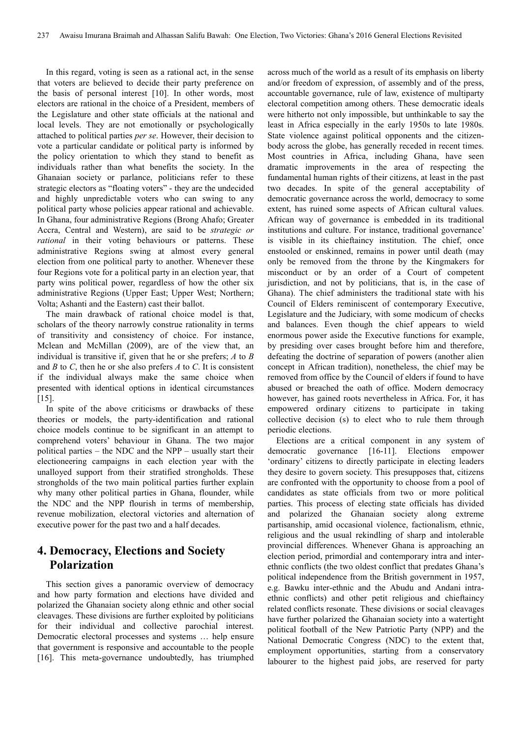In this regard, voting is seen as a rational act, in the sense that voters are believed to decide their party preference on the basis of personal interest [10]. In other words, most electors are rational in the choice of a President, members of the Legislature and other state officials at the national and local levels. They are not emotionally or psychologically attached to political parties *per se*. However, their decision to vote a particular candidate or political party is informed by the policy orientation to which they stand to benefit as individuals rather than what benefits the society. In the Ghanaian society or parlance, politicians refer to these strategic electors as "floating voters" - they are the undecided and highly unpredictable voters who can swing to any political party whose policies appear rational and achievable. In Ghana, four administrative Regions (Brong Ahafo; Greater Accra, Central and Western), are said to be *strategic or rational* in their voting behaviours or patterns. These administrative Regions swing at almost every general election from one political party to another. Whenever these four Regions vote for a political party in an election year, that party wins political power, regardless of how the other six administrative Regions (Upper East; Upper West; Northern; Volta; Ashanti and the Eastern) cast their ballot.

The main drawback of rational choice model is that, scholars of the theory narrowly construe rationality in terms of transitivity and consistency of choice. For instance, Mclean and McMillan (2009), are of the view that, an individual is transitive if, given that he or she prefers; *A* to *B* and *B* to *C*, then he or she also prefers *A* to *C*. It is consistent if the individual always make the same choice when presented with identical options in identical circumstances [15].

In spite of the above criticisms or drawbacks of these theories or models, the party-identification and rational choice models continue to be significant in an attempt to comprehend voters' behaviour in Ghana. The two major political parties – the NDC and the NPP – usually start their electioneering campaigns in each election year with the unalloyed support from their stratified strongholds. These strongholds of the two main political parties further explain why many other political parties in Ghana, flounder, while the NDC and the NPP flourish in terms of membership, revenue mobilization, electoral victories and alternation of executive power for the past two and a half decades.

## 4. Democracy, Elections and Society Polarization

This section gives a panoramic overview of democracy and how party formation and elections have divided and polarized the Ghanaian society along ethnic and other social cleavages. These divisions are further exploited by politicians for their individual and collective parochial interest. Democratic electoral processes and systems … help ensure that government is responsive and accountable to the people [16]. This meta-governance undoubtedly, has triumphed across much of the world as a result of its emphasis on liberty and/or freedom of expression, of assembly and of the press, accountable governance, rule of law, existence of multiparty electoral competition among others. These democratic ideals were hitherto not only impossible, but unthinkable to say the least in Africa especially in the early 1950s to late 1980s. State violence against political opponents and the citizen-body across the globe, has generally receded in recent times. Most countries in Africa, including Ghana, have seen dramatic improvements in the area of respecting the fundamental human rights of their citizens, at least in the past two decades. In spite of the general acceptability of democratic governance across the world, democracy to some extent, has ruined some aspects of African cultural values. African way of governance is embedded in its traditional institutions and culture. For instance, traditional governance' is visible in its chieftaincy institution. The chief, once enstooled or enskinned, remains in power until death (may only be removed from the throne by the Kingmakers for misconduct or by an order of a Court of competent jurisdiction, and not by politicians, that is, in the case of Ghana). The chief administers the traditional state with his Council of Elders reminiscent of contemporary Executive, Legislature and the Judiciary, with some modicum of checks and balances. Even though the chief appears to wield enormous power aside the Executive functions for example, by presiding over cases brought before him and therefore, defeating the doctrine of separation of powers (another alien concept in African tradition), nonetheless, the chief may be removed from office by the Council of elders if found to have abused or breached the oath of office. Modern democracy however, has gained roots nevertheless in Africa. For, it has empowered ordinary citizens to participate in taking collective decision (s) to elect who to rule them through periodic elections.

Elections are a critical component in any system of democratic governance [16-11]. Elections empower 'ordinary' citizens to directly participate in electing leaders they desire to govern society. This presupposes that, citizens are confronted with the opportunity to choose from a pool of candidates as state officials from two or more political parties. This process of electing state officials has divided and polarized the Ghanaian society along extreme partisanship, amid occasional violence, factionalism, ethnic, religious and the usual rekindling of sharp and intolerable provincial differences. Whenever Ghana is approaching an election period, primordial and contemporary intra and inter-ethnic conflicts (the two oldest conflict that predates Ghana's political independence from the British government in 1957, e.g. Bawku inter-ethnic and the Abudu and Andani intra-ethnic conflicts) and other petit religious and chieftaincy related conflicts resonate. These divisions or social cleavages have further polarized the Ghanaian society into a watertight political football of the New Patriotic Party (NPP) and the National Democratic Congress (NDC) to the extent that, employment opportunities, starting from a conservatory labourer to the highest paid jobs, are reserved for party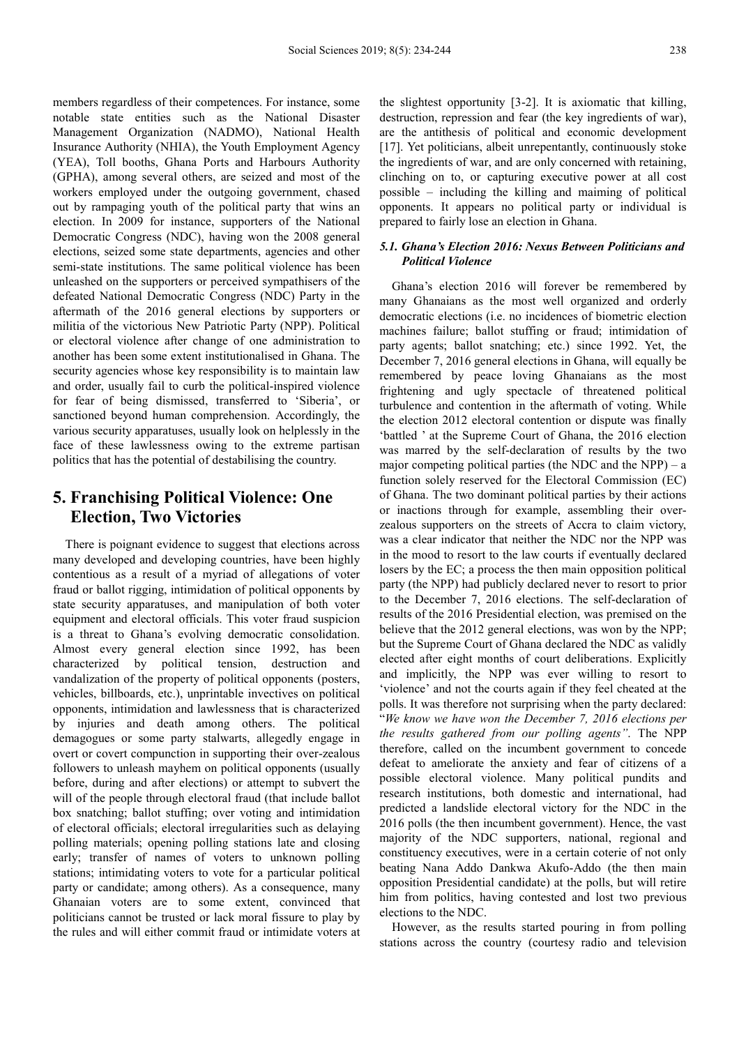members regardless of their competences. For instance, some notable state entities such as the National Disaster Management Organization (NADMO), National Health Insurance Authority (NHIA), the Youth Employment Agency (YEA), Toll booths, Ghana Ports and Harbours Authority (GPHA), among several others, are seized and most of the workers employed under the outgoing government, chased out by rampaging youth of the political party that wins an election. In 2009 for instance, supporters of the National Democratic Congress (NDC), having won the 2008 general elections, seized some state departments, agencies and other semi-state institutions. The same political violence has been unleashed on the supporters or perceived sympathisers of the defeated National Democratic Congress (NDC) Party in the aftermath of the 2016 general elections by supporters or militia of the victorious New Patriotic Party (NPP). Political or electoral violence after change of one administration to another has been some extent institutionalised in Ghana. The security agencies whose key responsibility is to maintain law and order, usually fail to curb the political-inspired violence for fear of being dismissed, transferred to 'Siberia', or sanctioned beyond human comprehension. Accordingly, the various security apparatuses, usually look on helplessly in the face of these lawlessness owing to the extreme partisan politics that has the potential of destabilising the country.

# 5. Franchising Political Violence: One Election, Two Victories

There is poignant evidence to suggest that elections across many developed and developing countries, have been highly contentious as a result of a myriad of allegations of voter fraud or ballot rigging, intimidation of political opponents by state security apparatuses, and manipulation of both voter equipment and electoral officials. This voter fraud suspicion is a threat to Ghana's evolving democratic consolidation. Almost every general election since 1992, has been characterized by political tension, destruction and vandalization of the property of political opponents (posters, vehicles, billboards, etc.), unprintable invectives on political opponents, intimidation and lawlessness that is characterized by injuries and death among others. The political demagogues or some party stalwarts, allegedly engage in overt or covert compunction in supporting their over-zealous followers to unleash mayhem on political opponents (usually before, during and after elections) or attempt to subvert the will of the people through electoral fraud (that include ballot box snatching; ballot stuffing; over voting and intimidation of electoral officials; electoral irregularities such as delaying polling materials; opening polling stations late and closing early; transfer of names of voters to unknown polling stations; intimidating voters to vote for a particular political party or candidate; among others). As a consequence, many Ghanaian voters are to some extent, convinced that politicians cannot be trusted or lack moral fissure to play by the rules and will either commit fraud or intimidate voters at the slightest opportunity [3-2]. It is axiomatic that killing, destruction, repression and fear (the key ingredients of war), are the antithesis of political and economic development [17]. Yet politicians, albeit unrepentantly, continuously stoke the ingredients of war, and are only concerned with retaining, clinching on to, or capturing executive power at all cost possible – including the killing and maiming of political opponents. It appears no political party or individual is prepared to fairly lose an election in Ghana.

## *5.1. Ghana's Election 2016: Nexus Between Politicians and Political Violence*

Ghana's election 2016 will forever be remembered by many Ghanaians as the most well organized and orderly democratic elections (i.e. no incidences of biometric election machines failure; ballot stuffing or fraud; intimidation of party agents; ballot snatching; etc.) since 1992. Yet, the December 7, 2016 general elections in Ghana, will equally be remembered by peace loving Ghanaians as the most frightening and ugly spectacle of threatened political turbulence and contention in the aftermath of voting. While the election 2012 electoral contention or dispute was finally 'battled ' at the Supreme Court of Ghana, the 2016 election was marred by the self-declaration of results by the two major competing political parties (the NDC and the NPP) – a function solely reserved for the Electoral Commission (EC) of Ghana. The two dominant political parties by their actions or inactions through for example, assembling their over-zealous supporters on the streets of Accra to claim victory, was a clear indicator that neither the NDC nor the NPP was in the mood to resort to the law courts if eventually declared losers by the EC; a process the then main opposition political party (the NPP) had publicly declared never to resort to prior to the December 7, 2016 elections. The self-declaration of results of the 2016 Presidential election, was premised on the believe that the 2012 general elections, was won by the NPP; but the Supreme Court of Ghana declared the NDC as validly elected after eight months of court deliberations. Explicitly and implicitly, the NPP was ever willing to resort to 'violence' and not the courts again if they feel cheated at the polls. It was therefore not surprising when the party declared: "*We know we have won the December 7, 2016 elections per the results gathered from our polling agents"*. The NPP therefore, called on the incumbent government to concede defeat to ameliorate the anxiety and fear of citizens of a possible electoral violence. Many political pundits and research institutions, both domestic and international, had predicted a landslide electoral victory for the NDC in the 2016 polls (the then incumbent government). Hence, the vast majority of the NDC supporters, national, regional and constituency executives, were in a certain coterie of not only beating Nana Addo Dankwa Akufo-Addo (the then main opposition Presidential candidate) at the polls, but will retire him from politics, having contested and lost two previous elections to the NDC.

However, as the results started pouring in from polling stations across the country (courtesy radio and television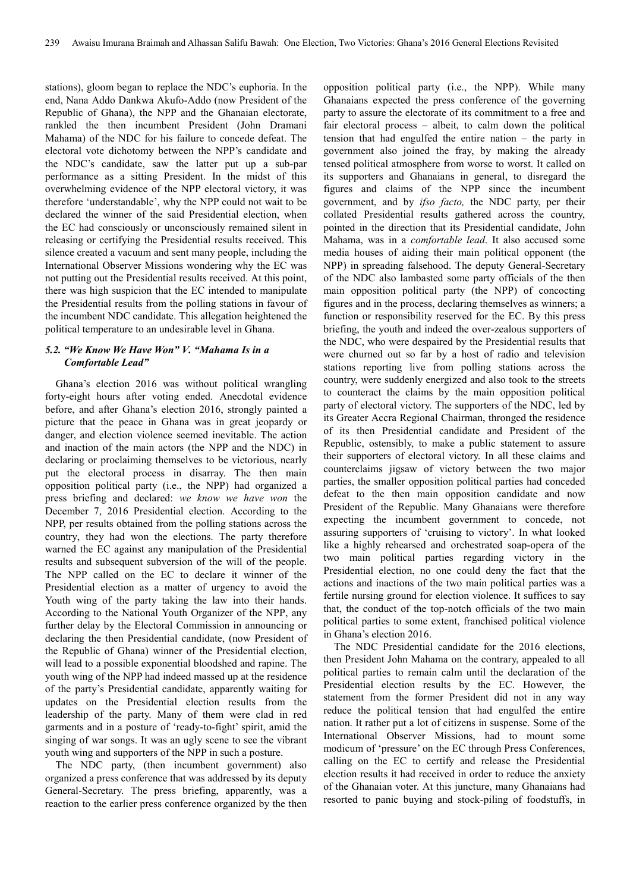stations), gloom began to replace the NDC's euphoria. In the end, Nana Addo Dankwa Akufo-Addo (now President of the Republic of Ghana), the NPP and the Ghanaian electorate, rankled the then incumbent President (John Dramani Mahama) of the NDC for his failure to concede defeat. The electoral vote dichotomy between the NPP's candidate and the NDC's candidate, saw the latter put up a sub-par performance as a sitting President. In the midst of this overwhelming evidence of the NPP electoral victory, it was therefore 'understandable', why the NPP could not wait to be declared the winner of the said Presidential election, when the EC had consciously or unconsciously remained silent in releasing or certifying the Presidential results received. This silence created a vacuum and sent many people, including the International Observer Missions wondering why the EC was not putting out the Presidential results received. At this point, there was high suspicion that the EC intended to manipulate the Presidential results from the polling stations in favour of the incumbent NDC candidate. This allegation heightened the political temperature to an undesirable level in Ghana.

### *5.2. "We Know We Have Won" V. "Mahama Is in a Comfortable Lead"*

Ghana's election 2016 was without political wrangling forty-eight hours after voting ended. Anecdotal evidence before, and after Ghana's election 2016, strongly painted a picture that the peace in Ghana was in great jeopardy or danger, and election violence seemed inevitable. The action and inaction of the main actors (the NPP and the NDC) in declaring or proclaiming themselves to be victorious, nearly put the electoral process in disarray. The then main opposition political party (i.e., the NPP) had organized a press briefing and declared: *we know we have won* the December 7, 2016 Presidential election. According to the NPP, per results obtained from the polling stations across the country, they had won the elections. The party therefore warned the EC against any manipulation of the Presidential results and subsequent subversion of the will of the people. The NPP called on the EC to declare it winner of the Presidential election as a matter of urgency to avoid the Youth wing of the party taking the law into their hands. According to the National Youth Organizer of the NPP, any further delay by the Electoral Commission in announcing or declaring the then Presidential candidate, (now President of the Republic of Ghana) winner of the Presidential election, will lead to a possible exponential bloodshed and rapine. The youth wing of the NPP had indeed massed up at the residence of the party's Presidential candidate, apparently waiting for updates on the Presidential election results from the leadership of the party. Many of them were clad in red garments and in a posture of 'ready-to-fight' spirit, amid the singing of war songs. It was an ugly scene to see the vibrant youth wing and supporters of the NPP in such a posture.

The NDC party, (then incumbent government) also organized a press conference that was addressed by its deputy General-Secretary. The press briefing, apparently, was a reaction to the earlier press conference organized by the then opposition political party (i.e., the NPP). While many Ghanaians expected the press conference of the governing party to assure the electorate of its commitment to a free and fair electoral process – albeit, to calm down the political tension that had engulfed the entire nation – the party in government also joined the fray, by making the already tensed political atmosphere from worse to worst. It called on its supporters and Ghanaians in general, to disregard the figures and claims of the NPP since the incumbent government, and by *ifso facto,* the NDC party, per their collated Presidential results gathered across the country, pointed in the direction that its Presidential candidate, John Mahama, was in a *comfortable lead*. It also accused some media houses of aiding their main political opponent (the NPP) in spreading falsehood. The deputy General-Secretary of the NDC also lambasted some party officials of the then main opposition political party (the NPP) of concocting figures and in the process, declaring themselves as winners; a function or responsibility reserved for the EC. By this press briefing, the youth and indeed the over-zealous supporters of the NDC, who were despaired by the Presidential results that were churned out so far by a host of radio and television stations reporting live from polling stations across the country, were suddenly energized and also took to the streets to counteract the claims by the main opposition political party of electoral victory. The supporters of the NDC, led by its Greater Accra Regional Chairman, thronged the residence of its then Presidential candidate and President of the Republic, ostensibly, to make a public statement to assure their supporters of electoral victory. In all these claims and counterclaims jigsaw of victory between the two major parties, the smaller opposition political parties had conceded defeat to the then main opposition candidate and now President of the Republic. Many Ghanaians were therefore expecting the incumbent government to concede, not assuring supporters of 'cruising to victory'. In what looked like a highly rehearsed and orchestrated soap-opera of the two main political parties regarding victory in the Presidential election, no one could deny the fact that the actions and inactions of the two main political parties was a fertile nursing ground for election violence. It suffices to say that, the conduct of the top-notch officials of the two main political parties to some extent, franchised political violence in Ghana's election 2016.

The NDC Presidential candidate for the 2016 elections, then President John Mahama on the contrary, appealed to all political parties to remain calm until the declaration of the Presidential election results by the EC. However, the statement from the former President did not in any way reduce the political tension that had engulfed the entire nation. It rather put a lot of citizens in suspense. Some of the International Observer Missions, had to mount some modicum of 'pressure' on the EC through Press Conferences, calling on the EC to certify and release the Presidential election results it had received in order to reduce the anxiety of the Ghanaian voter. At this juncture, many Ghanaians had resorted to panic buying and stock-piling of foodstuffs, in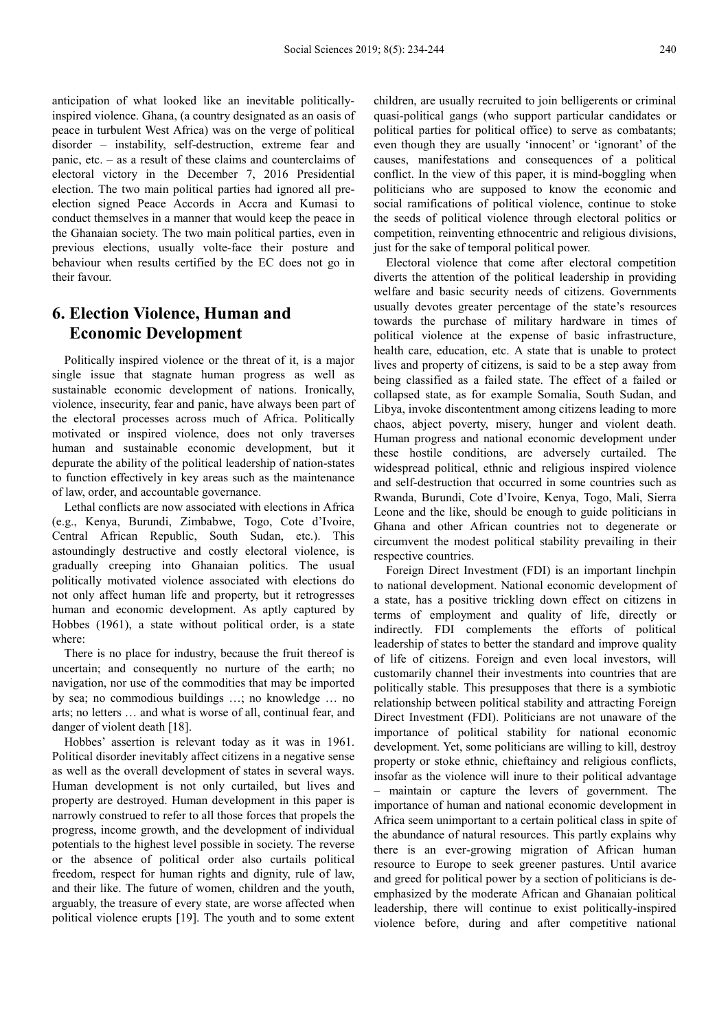anticipation of what looked like an inevitable politically-inspired violence. Ghana, (a country designated as an oasis of peace in turbulent West Africa) was on the verge of political disorder – instability, self-destruction, extreme fear and panic, etc. – as a result of these claims and counterclaims of electoral victory in the December 7, 2016 Presidential election. The two main political parties had ignored all pre-election signed Peace Accords in Accra and Kumasi to conduct themselves in a manner that would keep the peace in the Ghanaian society. The two main political parties, even in previous elections, usually volte-face their posture and behaviour when results certified by the EC does not go in their favour.

## 6. Election Violence, Human and Economic Development

Politically inspired violence or the threat of it, is a major single issue that stagnate human progress as well as sustainable economic development of nations. Ironically, violence, insecurity, fear and panic, have always been part of the electoral processes across much of Africa. Politically motivated or inspired violence, does not only traverses human and sustainable economic development, but it depurate the ability of the political leadership of nation-states to function effectively in key areas such as the maintenance of law, order, and accountable governance.

Lethal conflicts are now associated with elections in Africa (e.g., Kenya, Burundi, Zimbabwe, Togo, Cote d'Ivoire, Central African Republic, South Sudan, etc.). This astoundingly destructive and costly electoral violence, is gradually creeping into Ghanaian politics. The usual politically motivated violence associated with elections do not only affect human life and property, but it retrogresses human and economic development. As aptly captured by Hobbes (1961), a state without political order, is a state where:

There is no place for industry, because the fruit thereof is uncertain; and consequently no nurture of the earth; no navigation, nor use of the commodities that may be imported by sea; no commodious buildings …; no knowledge … no arts; no letters … and what is worse of all, continual fear, and danger of violent death [18].

Hobbes' assertion is relevant today as it was in 1961. Political disorder inevitably affect citizens in a negative sense as well as the overall development of states in several ways. Human development is not only curtailed, but lives and property are destroyed. Human development in this paper is narrowly construed to refer to all those forces that propels the progress, income growth, and the development of individual potentials to the highest level possible in society. The reverse or the absence of political order also curtails political freedom, respect for human rights and dignity, rule of law, and their like. The future of women, children and the youth, arguably, the treasure of every state, are worse affected when political violence erupts [19]. The youth and to some extent children, are usually recruited to join belligerents or criminal quasi-political gangs (who support particular candidates or political parties for political office) to serve as combatants; even though they are usually 'innocent' or 'ignorant' of the causes, manifestations and consequences of a political conflict. In the view of this paper, it is mind-boggling when politicians who are supposed to know the economic and social ramifications of political violence, continue to stoke the seeds of political violence through electoral politics or competition, reinventing ethnocentric and religious divisions, just for the sake of temporal political power.

Electoral violence that come after electoral competition diverts the attention of the political leadership in providing welfare and basic security needs of citizens. Governments usually devotes greater percentage of the state's resources towards the purchase of military hardware in times of political violence at the expense of basic infrastructure, health care, education, etc. A state that is unable to protect lives and property of citizens, is said to be a step away from being classified as a failed state. The effect of a failed or collapsed state, as for example Somalia, South Sudan, and Libya, invoke discontentment among citizens leading to more chaos, abject poverty, misery, hunger and violent death. Human progress and national economic development under these hostile conditions, are adversely curtailed. The widespread political, ethnic and religious inspired violence and self-destruction that occurred in some countries such as Rwanda, Burundi, Cote d'Ivoire, Kenya, Togo, Mali, Sierra Leone and the like, should be enough to guide politicians in Ghana and other African countries not to degenerate or circumvent the modest political stability prevailing in their respective countries.

Foreign Direct Investment (FDI) is an important linchpin to national development. National economic development of a state, has a positive trickling down effect on citizens in terms of employment and quality of life, directly or indirectly. FDI complements the efforts of political leadership of states to better the standard and improve quality of life of citizens. Foreign and even local investors, will customarily channel their investments into countries that are politically stable. This presupposes that there is a symbiotic relationship between political stability and attracting Foreign Direct Investment (FDI). Politicians are not unaware of the importance of political stability for national economic development. Yet, some politicians are willing to kill, destroy property or stoke ethnic, chieftaincy and religious conflicts, insofar as the violence will inure to their political advantage – maintain or capture the levers of government. The importance of human and national economic development in Africa seem unimportant to a certain political class in spite of the abundance of natural resources. This partly explains why there is an ever-growing migration of African human resource to Europe to seek greener pastures. Until avarice and greed for political power by a section of politicians is de-emphasized by the moderate African and Ghanaian political leadership, there will continue to exist politically-inspired violence before, during and after competitive national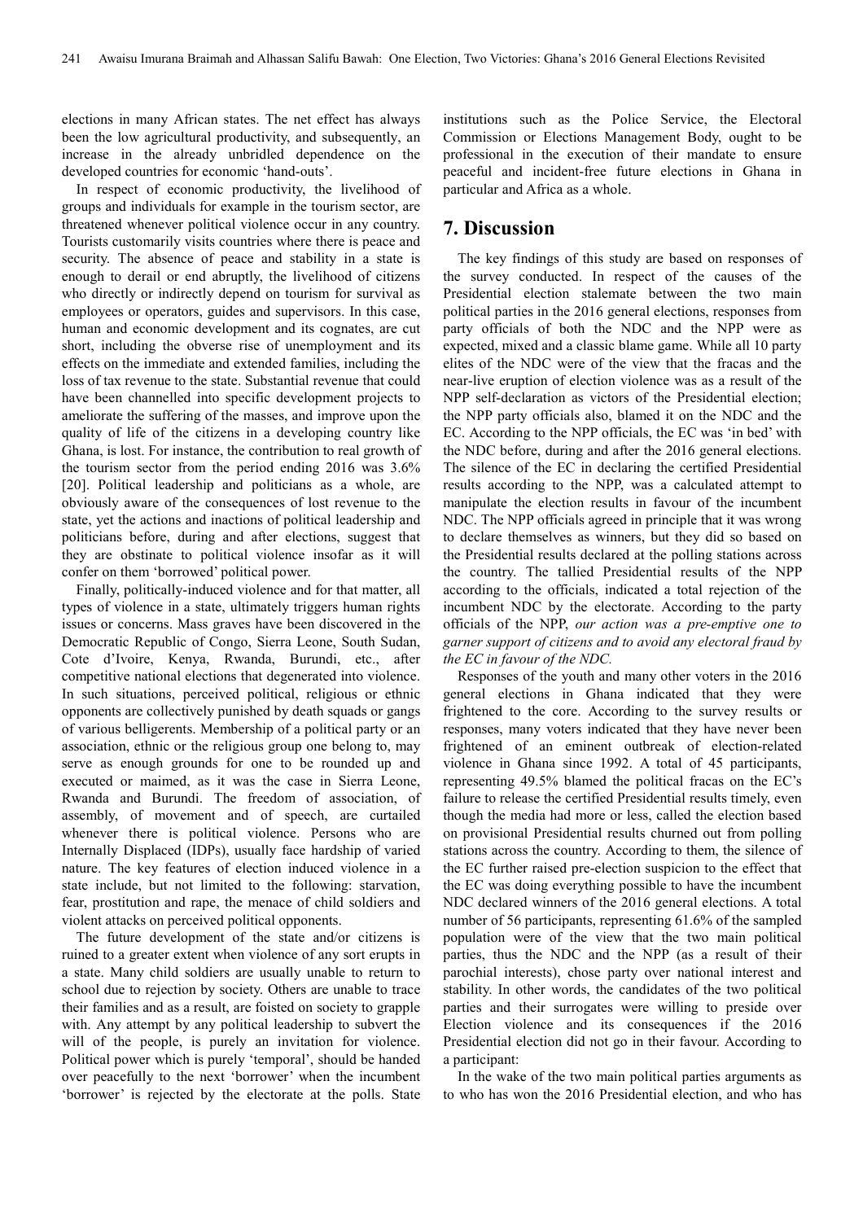elections in many African states. The net effect has always been the low agricultural productivity, and subsequently, an increase in the already unbridled dependence on the developed countries for economic 'hand-outs'.

In respect of economic productivity, the livelihood of groups and individuals for example in the tourism sector, are threatened whenever political violence occur in any country. Tourists customarily visits countries where there is peace and security. The absence of peace and stability in a state is enough to derail or end abruptly, the livelihood of citizens who directly or indirectly depend on tourism for survival as employees or operators, guides and supervisors. In this case, human and economic development and its cognates, are cut short, including the obverse rise of unemployment and its effects on the immediate and extended families, including the loss of tax revenue to the state. Substantial revenue that could have been channelled into specific development projects to ameliorate the suffering of the masses, and improve upon the quality of life of the citizens in a developing country like Ghana, is lost. For instance, the contribution to real growth of the tourism sector from the period ending 2016 was 3.6% [20]. Political leadership and politicians as a whole, are obviously aware of the consequences of lost revenue to the state, yet the actions and inactions of political leadership and politicians before, during and after elections, suggest that they are obstinate to political violence insofar as it will confer on them 'borrowed' political power.

Finally, politically-induced violence and for that matter, all types of violence in a state, ultimately triggers human rights issues or concerns. Mass graves have been discovered in the Democratic Republic of Congo, Sierra Leone, South Sudan, Cote d'Ivoire, Kenya, Rwanda, Burundi, etc., after competitive national elections that degenerated into violence. In such situations, perceived political, religious or ethnic opponents are collectively punished by death squads or gangs of various belligerents. Membership of a political party or an association, ethnic or the religious group one belong to, may serve as enough grounds for one to be rounded up and executed or maimed, as it was the case in Sierra Leone, Rwanda and Burundi. The freedom of association, of assembly, of movement and of speech, are curtailed whenever there is political violence. Persons who are Internally Displaced (IDPs), usually face hardship of varied nature. The key features of election induced violence in a state include, but not limited to the following: starvation, fear, prostitution and rape, the menace of child soldiers and violent attacks on perceived political opponents.

The future development of the state and/or citizens is ruined to a greater extent when violence of any sort erupts in a state. Many child soldiers are usually unable to return to school due to rejection by society. Others are unable to trace their families and as a result, are foisted on society to grapple with. Any attempt by any political leadership to subvert the will of the people, is purely an invitation for violence. Political power which is purely 'temporal', should be handed over peacefully to the next 'borrower' when the incumbent 'borrower' is rejected by the electorate at the polls. State institutions such as the Police Service, the Electoral Commission or Elections Management Body, ought to be professional in the execution of their mandate to ensure peaceful and incident-free future elections in Ghana in particular and Africa as a whole.

## 7. Discussion

The key findings of this study are based on responses of the survey conducted. In respect of the causes of the Presidential election stalemate between the two main political parties in the 2016 general elections, responses from party officials of both the NDC and the NPP were as expected, mixed and a classic blame game. While all 10 party elites of the NDC were of the view that the fracas and the near-live eruption of election violence was as a result of the NPP self-declaration as victors of the Presidential election; the NPP party officials also, blamed it on the NDC and the EC. According to the NPP officials, the EC was 'in bed' with the NDC before, during and after the 2016 general elections. The silence of the EC in declaring the certified Presidential results according to the NPP, was a calculated attempt to manipulate the election results in favour of the incumbent NDC. The NPP officials agreed in principle that it was wrong to declare themselves as winners, but they did so based on the Presidential results declared at the polling stations across the country. The tallied Presidential results of the NPP according to the officials, indicated a total rejection of the incumbent NDC by the electorate. According to the party officials of the NPP, *our action was a pre-emptive one to garner support of citizens and to avoid any electoral fraud by the EC in favour of the NDC.*

Responses of the youth and many other voters in the 2016 general elections in Ghana indicated that they were frightened to the core. According to the survey results or responses, many voters indicated that they have never been frightened of an eminent outbreak of election-related violence in Ghana since 1992. A total of 45 participants, representing 49.5% blamed the political fracas on the EC's failure to release the certified Presidential results timely, even though the media had more or less, called the election based on provisional Presidential results churned out from polling stations across the country. According to them, the silence of the EC further raised pre-election suspicion to the effect that the EC was doing everything possible to have the incumbent NDC declared winners of the 2016 general elections. A total number of 56 participants, representing 61.6% of the sampled population were of the view that the two main political parties, thus the NDC and the NPP (as a result of their parochial interests), chose party over national interest and stability. In other words, the candidates of the two political parties and their surrogates were willing to preside over Election violence and its consequences if the 2016 Presidential election did not go in their favour. According to a participant:

In the wake of the two main political parties arguments as to who has won the 2016 Presidential election, and who has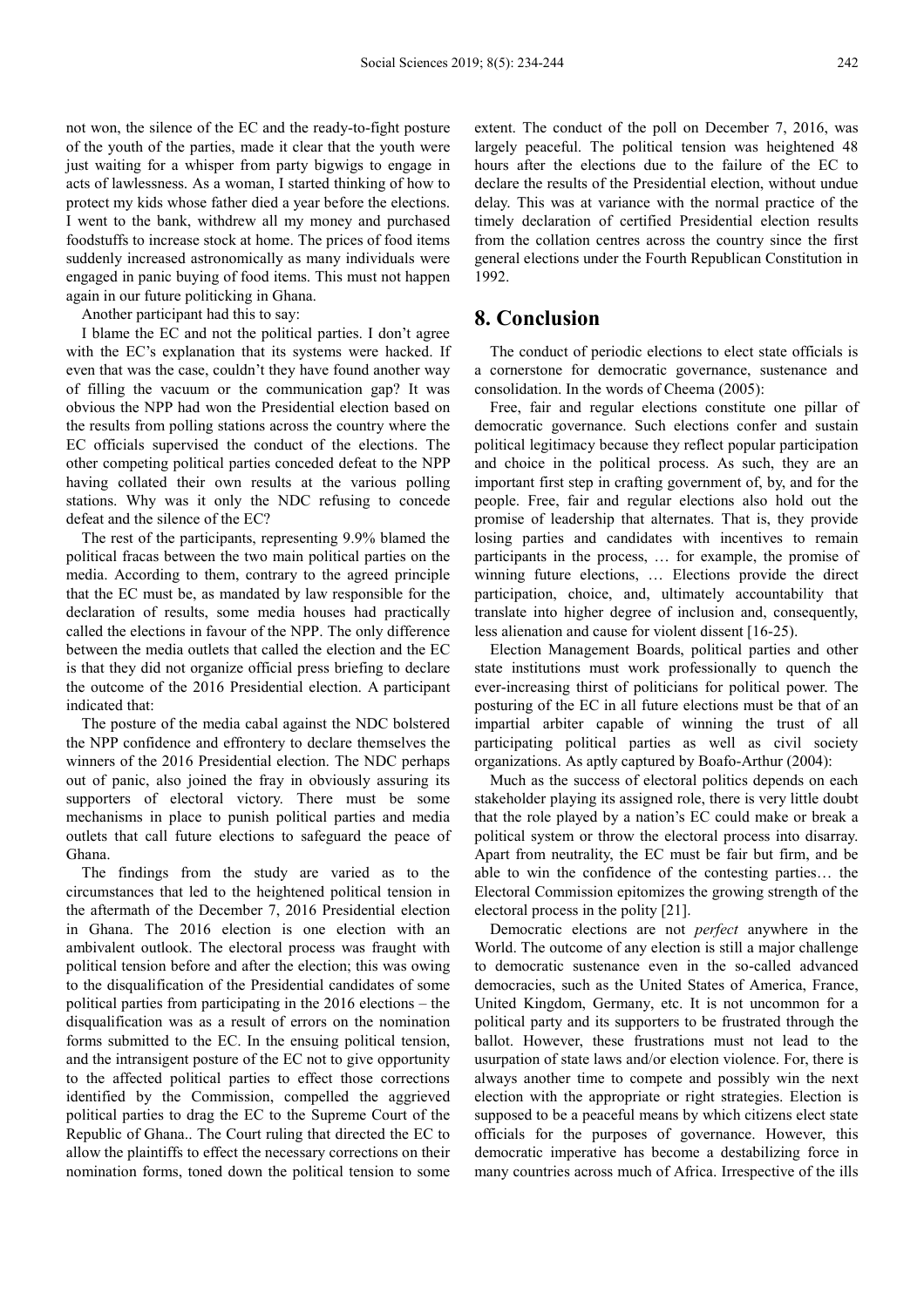not won, the silence of the EC and the ready-to-fight posture of the youth of the parties, made it clear that the youth were just waiting for a whisper from party bigwigs to engage in acts of lawlessness. As a woman, I started thinking of how to protect my kids whose father died a year before the elections. I went to the bank, withdrew all my money and purchased foodstuffs to increase stock at home. The prices of food items suddenly increased astronomically as many individuals were engaged in panic buying of food items. This must not happen again in our future politicking in Ghana.

Another participant had this to say:

I blame the EC and not the political parties. I don't agree with the EC's explanation that its systems were hacked. If even that was the case, couldn't they have found another way of filling the vacuum or the communication gap? It was obvious the NPP had won the Presidential election based on the results from polling stations across the country where the EC officials supervised the conduct of the elections. The other competing political parties conceded defeat to the NPP having collated their own results at the various polling stations. Why was it only the NDC refusing to concede defeat and the silence of the EC?

The rest of the participants, representing 9.9% blamed the political fracas between the two main political parties on the media. According to them, contrary to the agreed principle that the EC must be, as mandated by law responsible for the declaration of results, some media houses had practically called the elections in favour of the NPP. The only difference between the media outlets that called the election and the EC is that they did not organize official press briefing to declare the outcome of the 2016 Presidential election. A participant indicated that:

The posture of the media cabal against the NDC bolstered the NPP confidence and effrontery to declare themselves the winners of the 2016 Presidential election. The NDC perhaps out of panic, also joined the fray in obviously assuring its supporters of electoral victory. There must be some mechanisms in place to punish political parties and media outlets that call future elections to safeguard the peace of Ghana.

The findings from the study are varied as to the circumstances that led to the heightened political tension in the aftermath of the December 7, 2016 Presidential election in Ghana. The 2016 election is one election with an ambivalent outlook. The electoral process was fraught with political tension before and after the election; this was owing to the disqualification of the Presidential candidates of some political parties from participating in the 2016 elections – the disqualification was as a result of errors on the nomination forms submitted to the EC. In the ensuing political tension, and the intransigent posture of the EC not to give opportunity to the affected political parties to effect those corrections identified by the Commission, compelled the aggrieved political parties to drag the EC to the Supreme Court of the Republic of Ghana.. The Court ruling that directed the EC to allow the plaintiffs to effect the necessary corrections on their nomination forms, toned down the political tension to some extent. The conduct of the poll on December 7, 2016, was largely peaceful. The political tension was heightened 48 hours after the elections due to the failure of the EC to declare the results of the Presidential election, without undue delay. This was at variance with the normal practice of the timely declaration of certified Presidential election results from the collation centres across the country since the first general elections under the Fourth Republican Constitution in 1992.

## 8. Conclusion

The conduct of periodic elections to elect state officials is a cornerstone for democratic governance, sustenance and consolidation. In the words of Cheema (2005):

Free, fair and regular elections constitute one pillar of democratic governance. Such elections confer and sustain political legitimacy because they reflect popular participation and choice in the political process. As such, they are an important first step in crafting government of, by, and for the people. Free, fair and regular elections also hold out the promise of leadership that alternates. That is, they provide losing parties and candidates with incentives to remain participants in the process, … for example, the promise of winning future elections, … Elections provide the direct participation, choice, and, ultimately accountability that translate into higher degree of inclusion and, consequently, less alienation and cause for violent dissent [16-25).

Election Management Boards, political parties and other state institutions must work professionally to quench the ever-increasing thirst of politicians for political power. The posturing of the EC in all future elections must be that of an impartial arbiter capable of winning the trust of all participating political parties as well as civil society organizations. As aptly captured by Boafo-Arthur (2004):

Much as the success of electoral politics depends on each stakeholder playing its assigned role, there is very little doubt that the role played by a nation's EC could make or break a political system or throw the electoral process into disarray. Apart from neutrality, the EC must be fair but firm, and be able to win the confidence of the contesting parties… the Electoral Commission epitomizes the growing strength of the electoral process in the polity [21].

Democratic elections are not *perfect* anywhere in the World. The outcome of any election is still a major challenge to democratic sustenance even in the so-called advanced democracies, such as the United States of America, France, United Kingdom, Germany, etc. It is not uncommon for a political party and its supporters to be frustrated through the ballot. However, these frustrations must not lead to the usurpation of state laws and/or election violence. For, there is always another time to compete and possibly win the next election with the appropriate or right strategies. Election is supposed to be a peaceful means by which citizens elect state officials for the purposes of governance. However, this democratic imperative has become a destabilizing force in many countries across much of Africa. Irrespective of the ills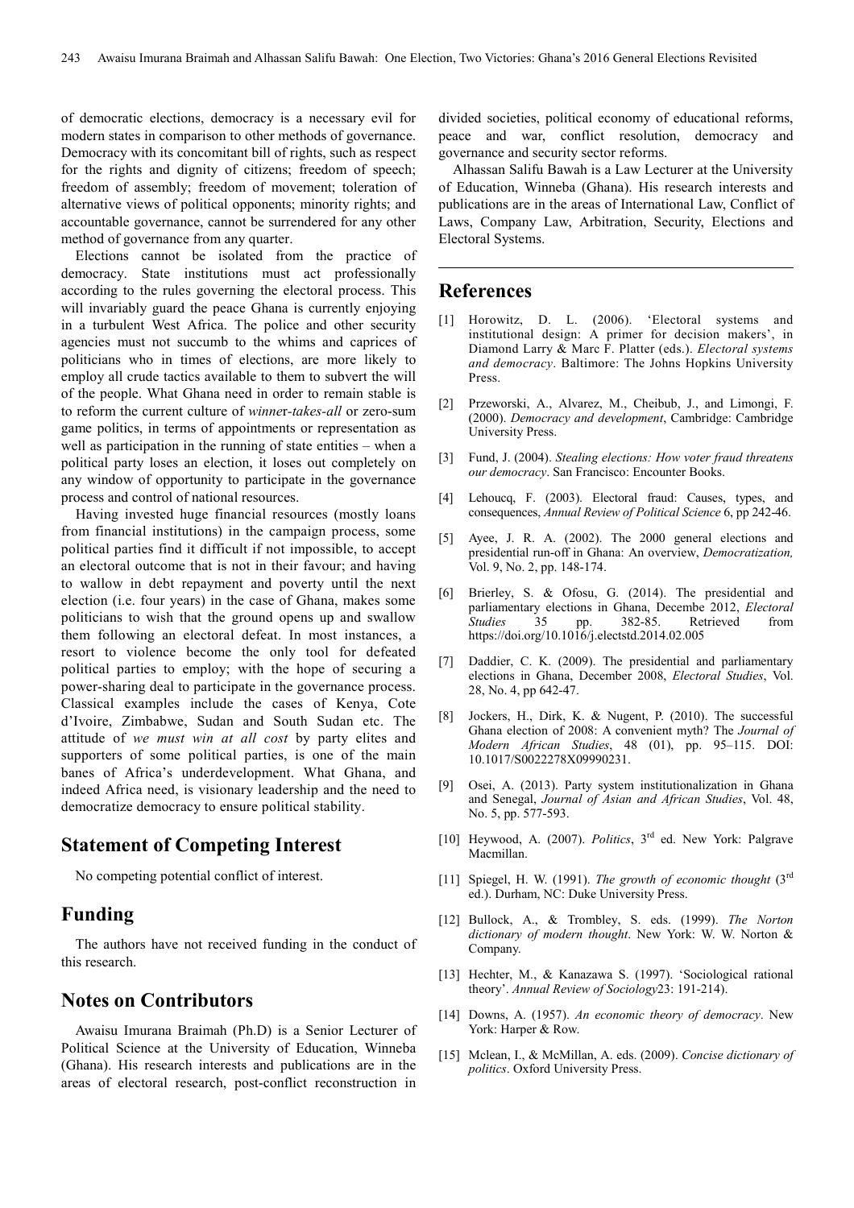of democratic elections, democracy is a necessary evil for modern states in comparison to other methods of governance. Democracy with its concomitant bill of rights, such as respect for the rights and dignity of citizens; freedom of speech; freedom of assembly; freedom of movement; toleration of alternative views of political opponents; minority rights; and accountable governance, cannot be surrendered for any other method of governance from any quarter.

Elections cannot be isolated from the practice of democracy. State institutions must act professionally according to the rules governing the electoral process. This will invariably guard the peace Ghana is currently enjoying in a turbulent West Africa. The police and other security agencies must not succumb to the whims and caprices of politicians who in times of elections, are more likely to employ all crude tactics available to them to subvert the will of the people. What Ghana need in order to remain stable is to reform the current culture of *winner-takes-all* or zero-sum game politics, in terms of appointments or representation as well as participation in the running of state entities – when a political party loses an election, it loses out completely on any window of opportunity to participate in the governance process and control of national resources.

Having invested huge financial resources (mostly loans from financial institutions) in the campaign process, some political parties find it difficult if not impossible, to accept an electoral outcome that is not in their favour; and having to wallow in debt repayment and poverty until the next election (i.e. four years) in the case of Ghana, makes some politicians to wish that the ground opens up and swallow them following an electoral defeat. In most instances, a resort to violence become the only tool for defeated political parties to employ; with the hope of securing a power-sharing deal to participate in the governance process. Classical examples include the cases of Kenya, Cote d'Ivoire, Zimbabwe, Sudan and South Sudan etc. The attitude of *we must win at all cost* by party elites and supporters of some political parties, is one of the main banes of Africa's underdevelopment. What Ghana, and indeed Africa need, is visionary leadership and the need to democratize democracy to ensure political stability.

## Statement of Competing Interest

No competing potential conflict of interest.

## Funding

The authors have not received funding in the conduct of this research.

## Notes on Contributors

Awaisu Imurana Braimah (Ph.D) is a Senior Lecturer of Political Science at the University of Education, Winneba (Ghana). His research interests and publications are in the areas of electoral research, post-conflict reconstruction in divided societies, political economy of educational reforms, peace and war, conflict resolution, democracy and governance and security sector reforms.

Alhassan Salifu Bawah is a Law Lecturer at the University of Education, Winneba (Ghana). His research interests and publications are in the areas of International Law, Conflict of Laws, Company Law, Arbitration, Security, Elections and Electoral Systems.

## References

[1] Horowitz, D. L. (2006). 'Electoral systems and institutional design: A primer for decision makers', in Diamond Larry & Marc F. Platter (eds.). *Electoral systems and democracy*. Baltimore: The Johns Hopkins University Press.

[2] Przeworski, A., Alvarez, M., Cheibub, J., and Limongi, F. (2000). *Democracy and development*, Cambridge: Cambridge University Press.

[3] Fund, J. (2004). *Stealing elections: How voter fraud threatens our democracy*. San Francisco: Encounter Books.

[4] Lehoucq, F. (2003). Electoral fraud: Causes, types, and consequences, *Annual Review of Political Science* 6, pp 242-46.

[5] Ayee, J. R. A. (2002). The 2000 general elections and presidential run-off in Ghana: An overview, *Democratization,* Vol. 9, No. 2, pp. 148-174.

[6] Brierley, S. & Ofosu, G. (2014). The presidential and parliamentary elections in Ghana, Decembe 2012, *Electoral Studies* 35 pp. 382-85. Retrieved from https://doi.org/10.1016/j.electstd.2014.02.005

[7] Daddier, C. K. (2009). The presidential and parliamentary elections in Ghana, December 2008, *Electoral Studies*, Vol. 28, No. 4, pp 642-47.

[8] Jockers, H., Dirk, K. & Nugent, P. (2010). The successful Ghana election of 2008: A convenient myth? The *Journal of Modern African Studies*, 48 (01), pp. 95–115. DOI: 10.1017/S0022278X09990231.

[9] Osei, A. (2013). Party system institutionalization in Ghana and Senegal, *Journal of Asian and African Studies*, Vol. 48, No. 5, pp. 577-593.

[10] Heywood, A. (2007). *Politics*, 3rd ed. New York: Palgrave Macmillan.

[11] Spiegel, H. W. (1991). *The growth of economic thought* (3rd ed.). Durham, NC: Duke University Press.

[12] Bullock, A., & Trombley, S. eds. (1999). *The Norton dictionary of modern thought*. New York: W. W. Norton & Company.

[13] Hechter, M., & Kanazawa S. (1997). 'Sociological rational theory'. *Annual Review of Sociology*23: 191-214).

[14] Downs, A. (1957). *An economic theory of democracy*. New York: Harper & Row.

[15] Mclean, I., & McMillan, A. eds. (2009). *Concise dictionary of politics*. Oxford University Press.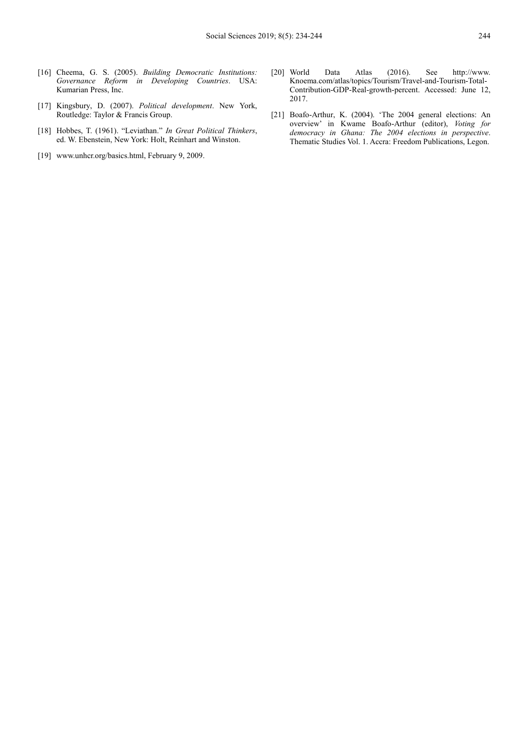[16] Cheema, G. S. (2005). *Building Democratic Institutions: Governance Reform in Developing Countries*. USA: Kumarian Press, Inc.

[17] Kingsbury, D. (2007). *Political development*. New York, Routledge: Taylor & Francis Group.

[18] Hobbes, T. (1961). "Leviathan." *In Great Political Thinkers*, ed. W. Ebenstein, New York: Holt, Reinhart and Winston.

[19] www.unhcr.org/basics.html, February 9, 2009.

[20] World Data Atlas (2016). See http://www.Knoema.com/atlas/topics/Tourism/Travel-and-Tourism-Total-Contribution-GDP-Real-growth-percent. Accessed: June 12, 2017.

[21] Boafo-Arthur, K. (2004). 'The 2004 general elections: An overview' in Kwame Boafo-Arthur (editor), *Voting for democracy in Ghana: The 2004 elections in perspective*. Thematic Studies Vol. 1. Accra: Freedom Publications, Legon.